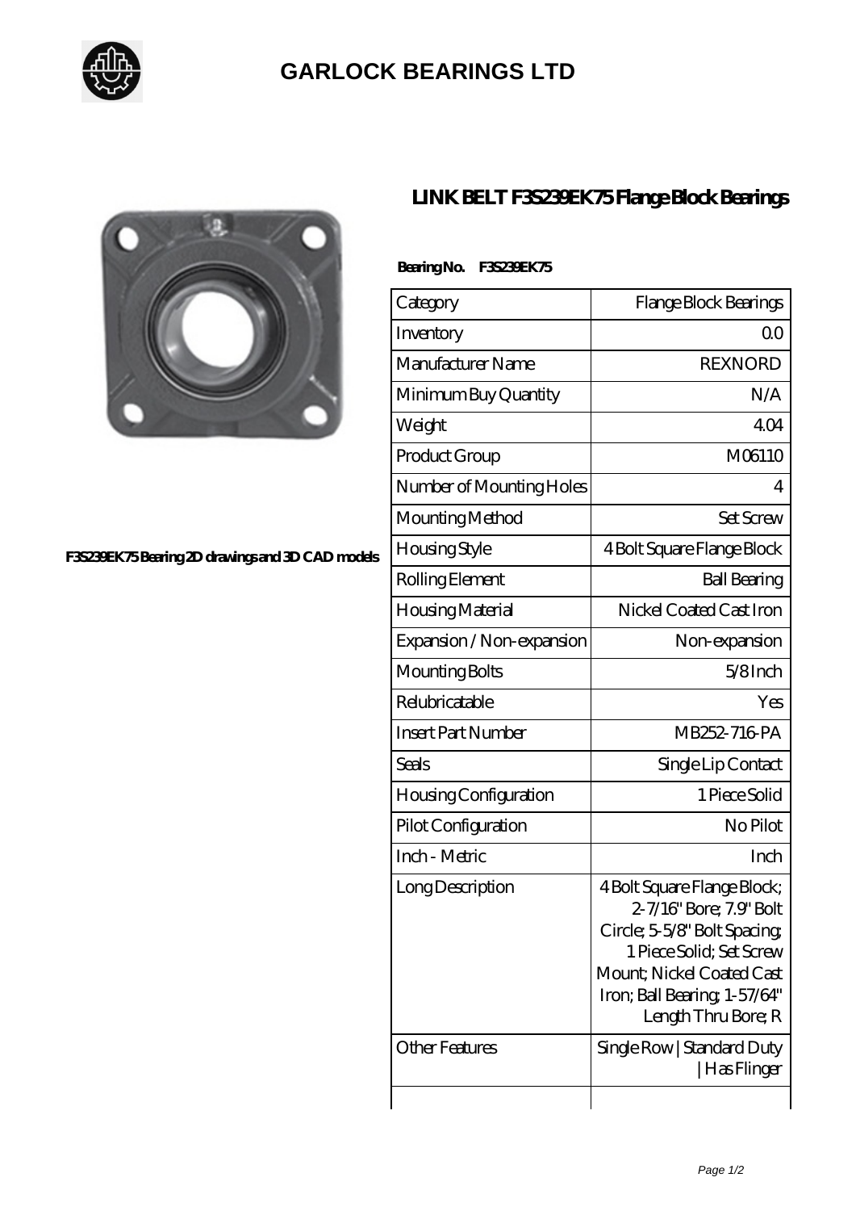# GARLOCK BEARINGS LTD

F3S239EK75 Bearing 2D drawings and 3D CAD models

## LINK BELT F3S239EK75 Flange Block Bearings

**Bearing No. F3S239EK75**

| Category | Flange Block Bearings |
|---|---|
| Inventory | 0.0 |
| Manufacturer Name | REXNORD |
| Minimum Buy Quantity | N/A |
| Weight | 4.04 |
| Product Group | M06110 |
| Number of Mounting Holes | 4 |
| Mounting Method | Set Screw |
| Housing Style | 4 Bolt Square Flange Block |
| Rolling Element | Ball Bearing |
| Housing Material | Nickel Coated Cast Iron |
| Expansion / Non-expansion | Non-expansion |
| Mounting Bolts | 5/8 Inch |
| Relubricatable | Yes |
| Insert Part Number | MB252-716-PA |
| Seals | Single Lip Contact |
| Housing Configuration | 1 Piece Solid |
| Pilot Configuration | No Pilot |
| Inch - Metric | Inch |
| Long Description | 4 Bolt Square Flange Block; 2-7/16" Bore; 7.9" Bolt Circle; 5-5/8" Bolt Spacing; 1 Piece Solid; Set Screw Mount; Nickel Coated Cast Iron; Ball Bearing; 1-57/64" Length Thru Bore; R |
| Other Features | Single Row \| Standard Duty \| Has Flinger |
| | |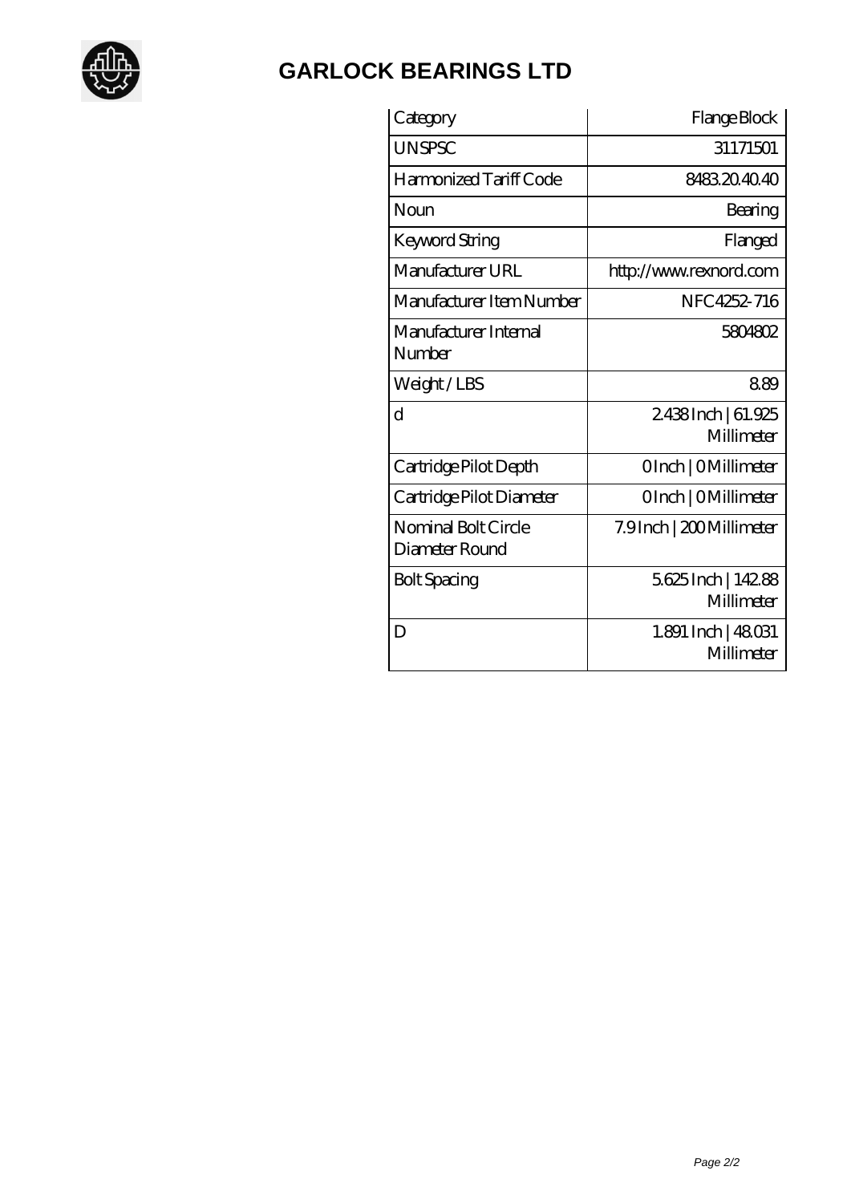# GARLOCK BEARINGS LTD

| | |
|---|---|
| Category | Flange Block |
| UNSPSC | 31171501 |
| Harmonized Tariff Code | 8483.20.40.40 |
| Noun | Bearing |
| Keyword String | Flanged |
| Manufacturer URL | http://www.rexnord.com |
| Manufacturer Item Number | NFC4252-716 |
| Manufacturer Internal Number | 5804802 |
| Weight / LBS | 8.89 |
| d | 2.438 Inch \| 61.925 Millimeter |
| Cartridge Pilot Depth | 0 Inch \| 0 Millimeter |
| Cartridge Pilot Diameter | 0 Inch \| 0 Millimeter |
| Nominal Bolt Circle Diameter Round | 7.9 Inch \| 200 Millimeter |
| Bolt Spacing | 5.625 Inch \| 142.88 Millimeter |
| D | 1.891 Inch \| 48.031 Millimeter |